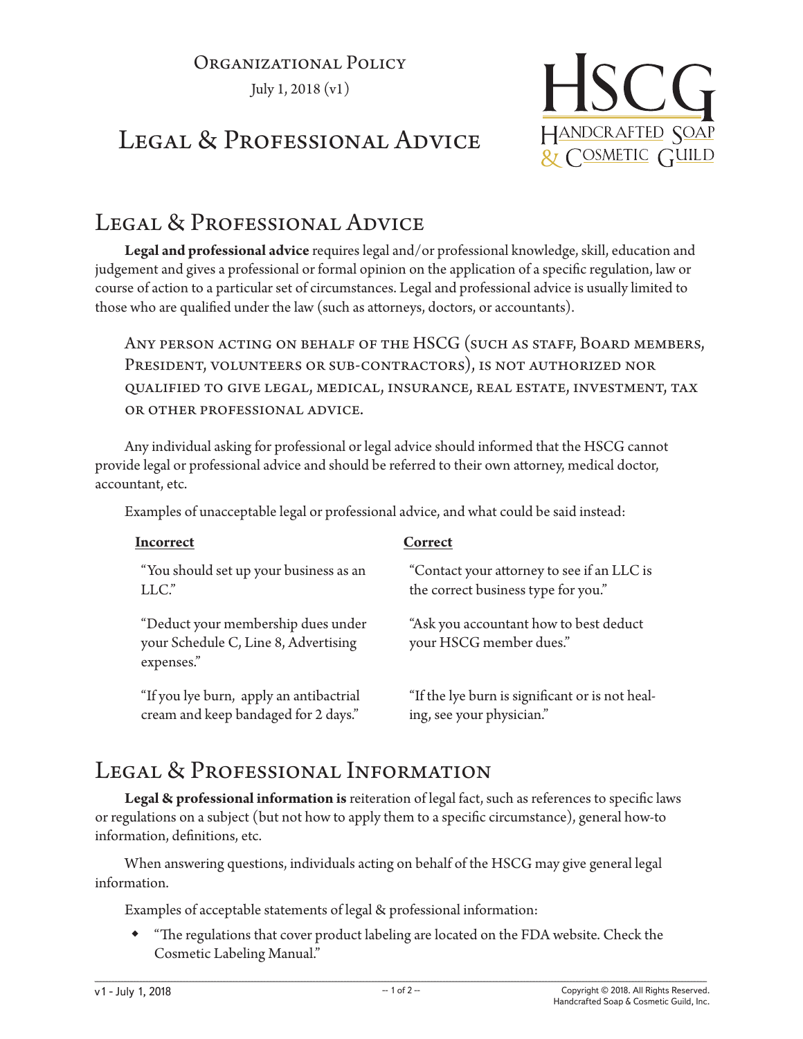Organizational Policy

July 1, 2018 (v1)

# Legal & Professional Advice

HSCG

Handcrafted Soap & Cosmetic Guild

## Legal & Professional Advice

**Legal and professional advice** requires legal and/or professional knowledge, skill, education and judgement and gives a professional or formal opinion on the application of a specific regulation, law or course of action to a particular set of circumstances. Legal and professional advice is usually limited to those who are qualified under the law (such as attorneys, doctors, or accountants).

> Any person acting on behalf of the HSCG (such as staff, Board members, President, volunteers or sub-contractors), is not authorized nor qualified to give legal, medical, insurance, real estate, investment, tax or other professional advice.

Any individual asking for professional or legal advice should informed that the HSCG cannot provide legal or professional advice and should be referred to their own attorney, medical doctor, accountant, etc.

Examples of unacceptable legal or professional advice, and what could be said instead:

| Incorrect | Correct |
| --- | --- |
| "You should set up your business as an LLC." | "Contact your attorney to see if an LLC is the correct business type for you." |
| "Deduct your membership dues under your Schedule C, Line 8, Advertising expenses." | "Ask you accountant how to best deduct your HSCG member dues." |
| "If you lye burn, apply an antibactrial cream and keep bandaged for 2 days." | "If the lye burn is significant or is not healing, see your physician." |

## Legal & Professional Information

**Legal & professional information is** reiteration of legal fact, such as references to specific laws or regulations on a subject (but not how to apply them to a specific circumstance), general how-to information, definitions, etc.

When answering questions, individuals acting on behalf of the HSCG may give general legal information.

Examples of acceptable statements of legal & professional information:

- "The regulations that cover product labeling are located on the FDA website. Check the Cosmetic Labeling Manual."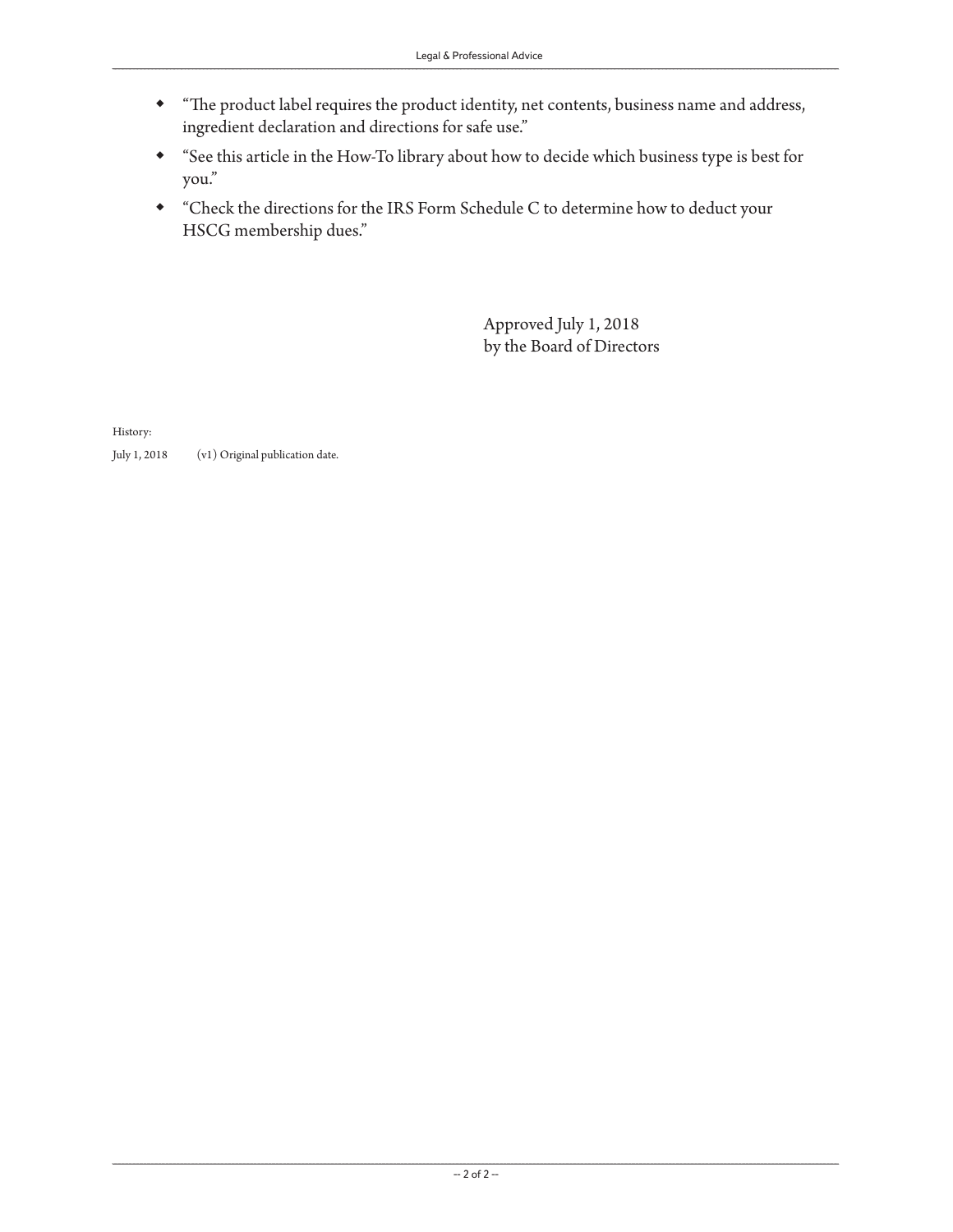- “The product label requires the product identity, net contents, business name and address, ingredient declaration and directions for safe use.”
- “See this article in the How-To library about how to decide which business type is best for you.”
- “Check the directions for the IRS Form Schedule C to determine how to deduct your HSCG membership dues.”

Approved July 1, 2018
by the Board of Directors

History:

July 1, 2018 (v1) Original publication date.